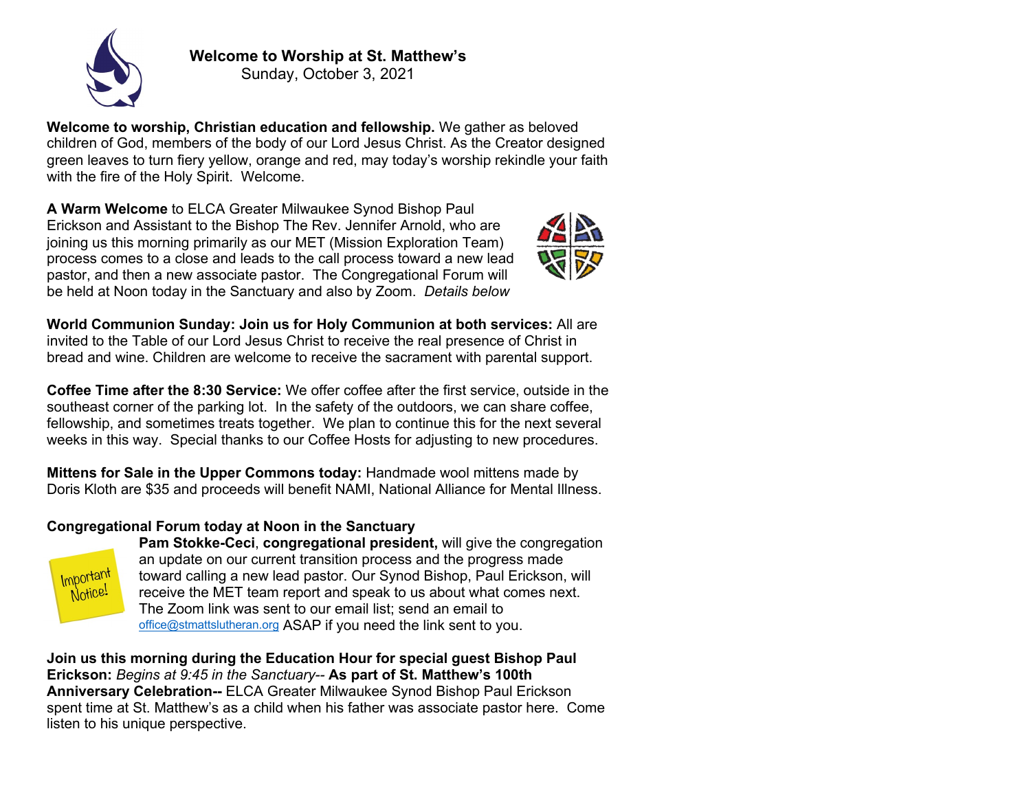**Welcome to Worship at St. Matthew's**
Sunday, October 3, 2021

**Welcome to worship, Christian education and fellowship.** We gather as beloved children of God, members of the body of our Lord Jesus Christ. As the Creator designed green leaves to turn fiery yellow, orange and red, may today's worship rekindle your faith with the fire of the Holy Spirit. Welcome.

**A Warm Welcome** to ELCA Greater Milwaukee Synod Bishop Paul Erickson and Assistant to the Bishop The Rev. Jennifer Arnold, who are joining us this morning primarily as our MET (Mission Exploration Team) process comes to a close and leads to the call process toward a new lead pastor, and then a new associate pastor. The Congregational Forum will be held at Noon today in the Sanctuary and also by Zoom. *Details below*

**World Communion Sunday: Join us for Holy Communion at both services:** All are invited to the Table of our Lord Jesus Christ to receive the real presence of Christ in bread and wine. Children are welcome to receive the sacrament with parental support.

**Coffee Time after the 8:30 Service:** We offer coffee after the first service, outside in the southeast corner of the parking lot. In the safety of the outdoors, we can share coffee, fellowship, and sometimes treats together. We plan to continue this for the next several weeks in this way. Special thanks to our Coffee Hosts for adjusting to new procedures.

**Mittens for Sale in the Upper Commons today:** Handmade wool mittens made by Doris Kloth are $35 and proceeds will benefit NAMI, National Alliance for Mental Illness.

**Congregational Forum today at Noon in the Sanctuary**

Important Notice!

**Pam Stokke-Ceci**, **congregational president,** will give the congregation an update on our current transition process and the progress made toward calling a new lead pastor. Our Synod Bishop, Paul Erickson, will receive the MET team report and speak to us about what comes next. The Zoom link was sent to our email list; send an email to office@stmattslutheran.org ASAP if you need the link sent to you.

**Join us this morning during the Education Hour for special guest Bishop Paul Erickson:** *Begins at 9:45 in the Sanctuary--* **As part of St. Matthew's 100th Anniversary Celebration--** ELCA Greater Milwaukee Synod Bishop Paul Erickson spent time at St. Matthew's as a child when his father was associate pastor here. Come listen to his unique perspective.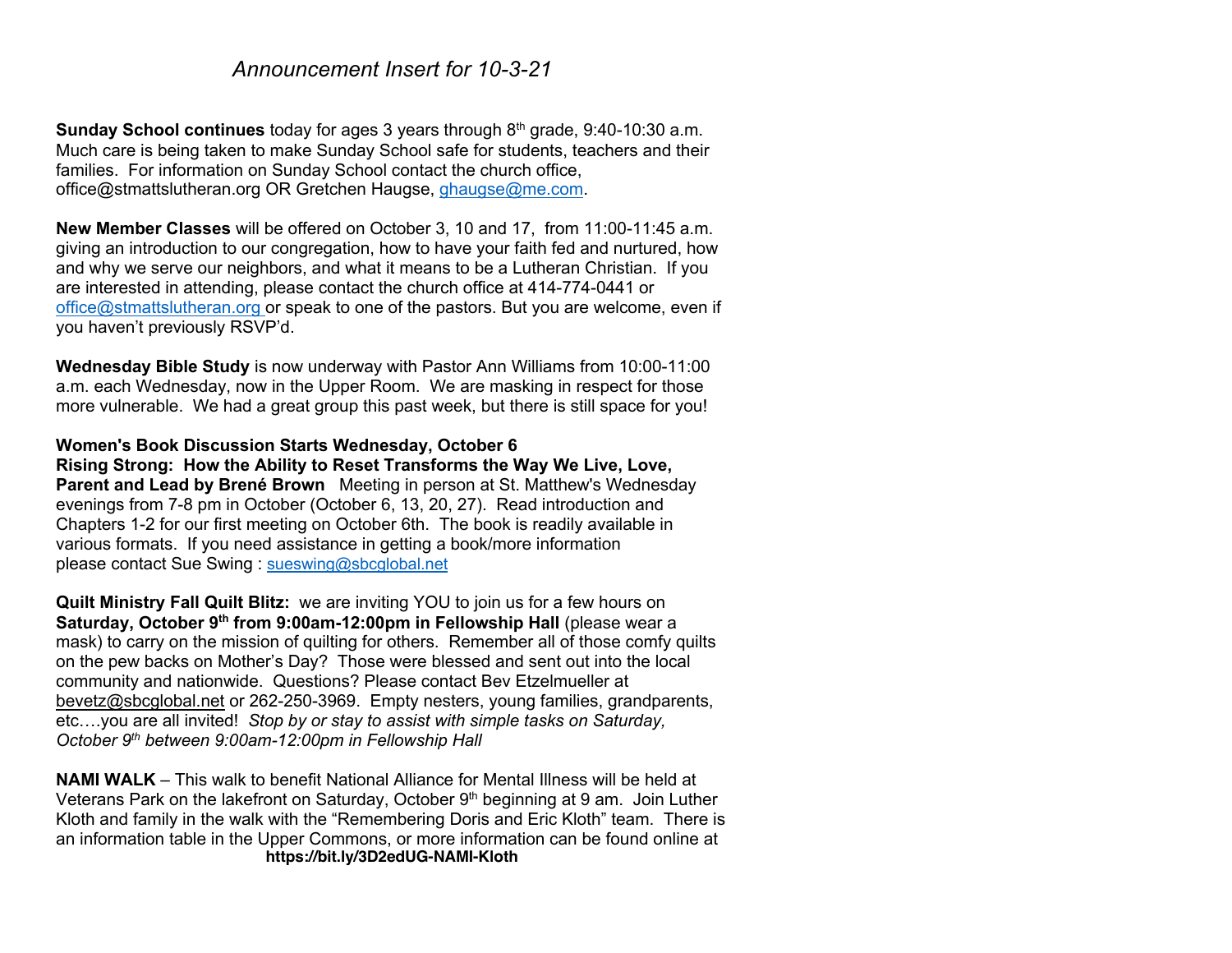*Announcement Insert for 10-3-21*

**Sunday School continues** today for ages 3 years through 8th grade, 9:40-10:30 a.m. Much care is being taken to make Sunday School safe for students, teachers and their families. For information on Sunday School contact the church office, office@stmattslutheran.org OR Gretchen Haugse, ghaugse@me.com.

**New Member Classes** will be offered on October 3, 10 and 17, from 11:00-11:45 a.m. giving an introduction to our congregation, how to have your faith fed and nurtured, how and why we serve our neighbors, and what it means to be a Lutheran Christian. If you are interested in attending, please contact the church office at 414-774-0441 or office@stmattslutheran.org or speak to one of the pastors. But you are welcome, even if you haven't previously RSVP'd.

**Wednesday Bible Study** is now underway with Pastor Ann Williams from 10:00-11:00 a.m. each Wednesday, now in the Upper Room. We are masking in respect for those more vulnerable. We had a great group this past week, but there is still space for you!

**Women's Book Discussion Starts Wednesday, October 6**
**Rising Strong: How the Ability to Reset Transforms the Way We Live, Love, Parent and Lead by Brené Brown** Meeting in person at St. Matthew's Wednesday evenings from 7-8 pm in October (October 6, 13, 20, 27). Read introduction and Chapters 1-2 for our first meeting on October 6th. The book is readily available in various formats. If you need assistance in getting a book/more information please contact Sue Swing : sueswing@sbcglobal.net

**Quilt Ministry Fall Quilt Blitz:** we are inviting YOU to join us for a few hours on **Saturday, October 9th from 9:00am-12:00pm in Fellowship Hall** (please wear a mask) to carry on the mission of quilting for others. Remember all of those comfy quilts on the pew backs on Mother's Day? Those were blessed and sent out into the local community and nationwide. Questions? Please contact Bev Etzelmueller at bevetz@sbcglobal.net or 262-250-3969. Empty nesters, young families, grandparents, etc….you are all invited! *Stop by or stay to assist with simple tasks on Saturday, October 9th between 9:00am-12:00pm in Fellowship Hall*

**NAMI WALK** – This walk to benefit National Alliance for Mental Illness will be held at Veterans Park on the lakefront on Saturday, October 9th beginning at 9 am. Join Luther Kloth and family in the walk with the "Remembering Doris and Eric Kloth" team. There is an information table in the Upper Commons, or more information can be found online at

**https://bit.ly/3D2edUG-NAMI-Kloth**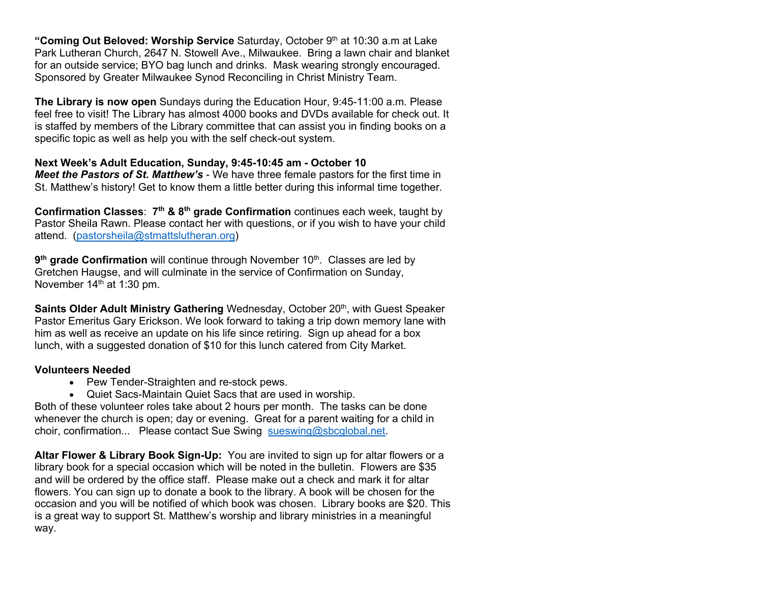**"Coming Out Beloved: Worship Service** Saturday, October 9th at 10:30 a.m at Lake Park Lutheran Church, 2647 N. Stowell Ave., Milwaukee. Bring a lawn chair and blanket for an outside service; BYO bag lunch and drinks. Mask wearing strongly encouraged. Sponsored by Greater Milwaukee Synod Reconciling in Christ Ministry Team.

**The Library is now open** Sundays during the Education Hour, 9:45-11:00 a.m. Please feel free to visit! The Library has almost 4000 books and DVDs available for check out. It is staffed by members of the Library committee that can assist you in finding books on a specific topic as well as help you with the self check-out system.

**Next Week's Adult Education, Sunday, 9:45-10:45 am - October 10**
***Meet the Pastors of St. Matthew's*** - We have three female pastors for the first time in St. Matthew's history! Get to know them a little better during this informal time together.

**Confirmation Classes**: **7th & 8th grade Confirmation** continues each week, taught by Pastor Sheila Rawn. Please contact her with questions, or if you wish to have your child attend. (pastorsheila@stmattslutheran.org)

**9th grade Confirmation** will continue through November 10th. Classes are led by Gretchen Haugse, and will culminate in the service of Confirmation on Sunday, November 14th at 1:30 pm.

**Saints Older Adult Ministry Gathering** Wednesday, October 20th, with Guest Speaker Pastor Emeritus Gary Erickson. We look forward to taking a trip down memory lane with him as well as receive an update on his life since retiring. Sign up ahead for a box lunch, with a suggested donation of $10 for this lunch catered from City Market.

**Volunteers Needed**

- Pew Tender-Straighten and re-stock pews.
- Quiet Sacs-Maintain Quiet Sacs that are used in worship.

Both of these volunteer roles take about 2 hours per month. The tasks can be done whenever the church is open; day or evening. Great for a parent waiting for a child in choir, confirmation... Please contact Sue Swing sueswing@sbcglobal.net.

**Altar Flower & Library Book Sign-Up:** You are invited to sign up for altar flowers or a library book for a special occasion which will be noted in the bulletin. Flowers are $35 and will be ordered by the office staff. Please make out a check and mark it for altar flowers. You can sign up to donate a book to the library. A book will be chosen for the occasion and you will be notified of which book was chosen. Library books are $20. This is a great way to support St. Matthew's worship and library ministries in a meaningful way.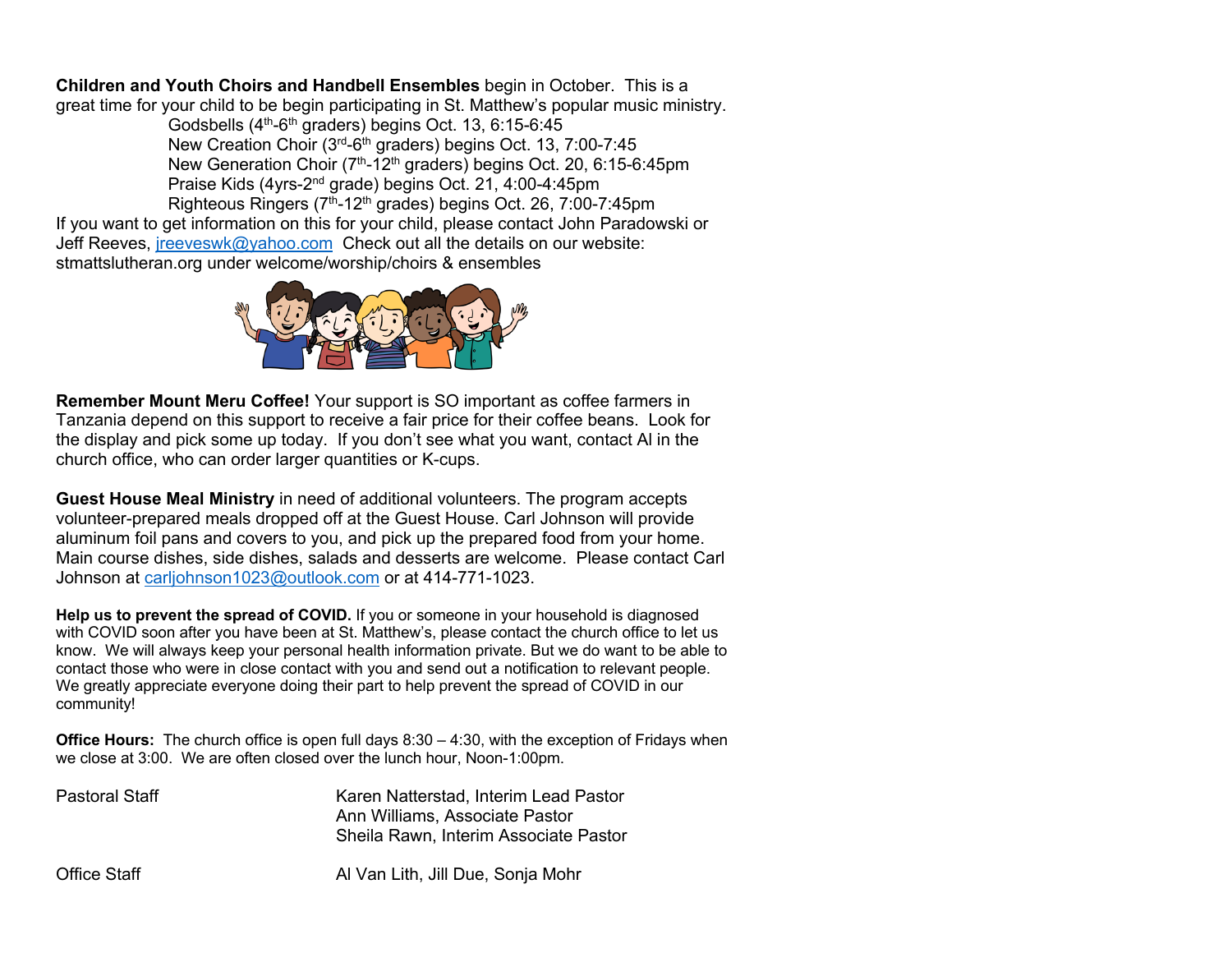**Children and Youth Choirs and Handbell Ensembles** begin in October. This is a great time for your child to be begin participating in St. Matthew's popular music ministry.

Godsbells (4th-6th graders) begins Oct. 13, 6:15-6:45
New Creation Choir (3rd-6th graders) begins Oct. 13, 7:00-7:45
New Generation Choir (7th-12th graders) begins Oct. 20, 6:15-6:45pm
Praise Kids (4yrs-2nd grade) begins Oct. 21, 4:00-4:45pm
Righteous Ringers (7th-12th grades) begins Oct. 26, 7:00-7:45pm

If you want to get information on this for your child, please contact John Paradowski or Jeff Reeves, jreeveswk@yahoo.com Check out all the details on our website: stmattslutheran.org under welcome/worship/choirs & ensembles

**Remember Mount Meru Coffee!** Your support is SO important as coffee farmers in Tanzania depend on this support to receive a fair price for their coffee beans. Look for the display and pick some up today. If you don't see what you want, contact Al in the church office, who can order larger quantities or K-cups.

**Guest House Meal Ministry** in need of additional volunteers. The program accepts volunteer-prepared meals dropped off at the Guest House. Carl Johnson will provide aluminum foil pans and covers to you, and pick up the prepared food from your home. Main course dishes, side dishes, salads and desserts are welcome. Please contact Carl Johnson at carljohnson1023@outlook.com or at 414-771-1023.

**Help us to prevent the spread of COVID.** If you or someone in your household is diagnosed with COVID soon after you have been at St. Matthew's, please contact the church office to let us know. We will always keep your personal health information private. But we do want to be able to contact those who were in close contact with you and send out a notification to relevant people. We greatly appreciate everyone doing their part to help prevent the spread of COVID in our community!

**Office Hours:** The church office is open full days 8:30 – 4:30, with the exception of Fridays when we close at 3:00. We are often closed over the lunch hour, Noon-1:00pm.

| | |
|---|---|
| Pastoral Staff | Karen Natterstad, Interim Lead Pastor<br>Ann Williams, Associate Pastor<br>Sheila Rawn, Interim Associate Pastor |
| Office Staff | Al Van Lith, Jill Due, Sonja Mohr |